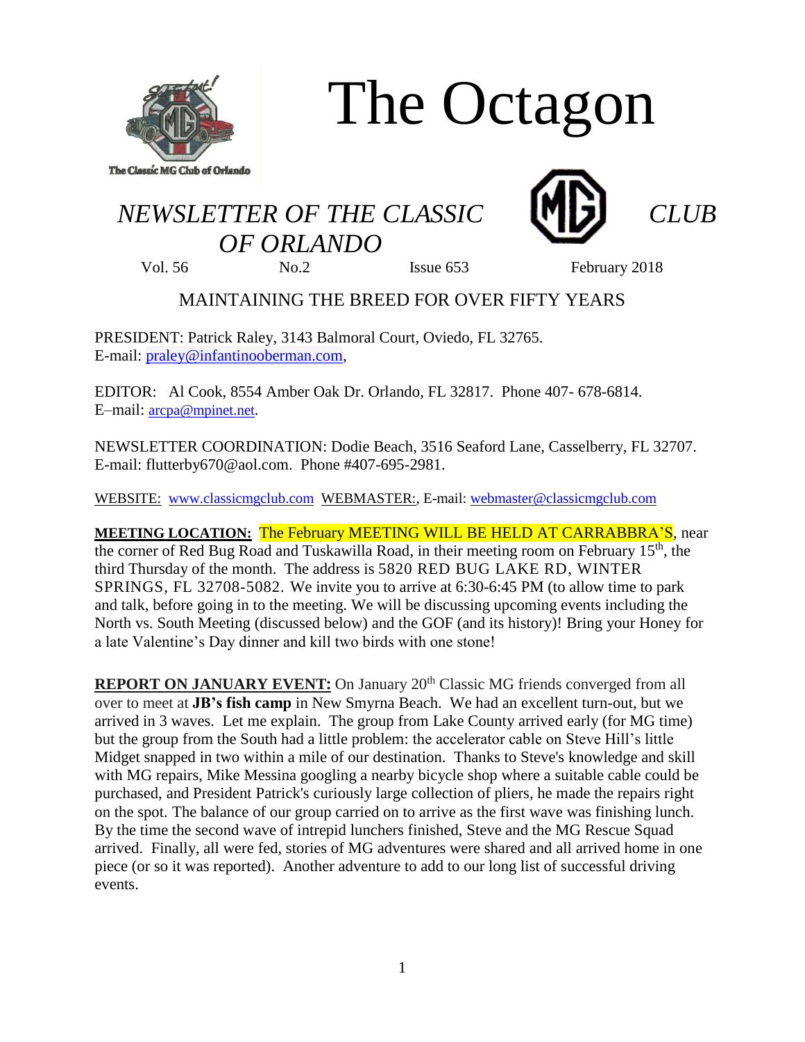# The Octagon

The Classic MG Club of Orlando

## *NEWSLETTER OF THE CLASSIC MG CLUB OF ORLANDO*

Vol. 56 No.2 Issue 653 February 2018

MAINTAINING THE BREED FOR OVER FIFTY YEARS

PRESIDENT: Patrick Raley, 3143 Balmoral Court, Oviedo, FL 32765.
E-mail: praley@infantinooberman.com,

EDITOR: Al Cook, 8554 Amber Oak Dr. Orlando, FL 32817. Phone 407- 678-6814.
E–mail: arcpa@mpinet.net.

NEWSLETTER COORDINATION: Dodie Beach, 3516 Seaford Lane, Casselberry, FL 32707.
E-mail: flutterby670@aol.com. Phone #407-695-2981.

WEBSITE: www.classicmgclub.com WEBMASTER:, E-mail: webmaster@classicmgclub.com

**MEETING LOCATION:** The February MEETING WILL BE HELD AT CARRABBRA'S, near the corner of Red Bug Road and Tuskawilla Road, in their meeting room on February 15th, the third Thursday of the month. The address is 5820 RED BUG LAKE RD, WINTER SPRINGS, FL 32708-5082. We invite you to arrive at 6:30-6:45 PM (to allow time to park and talk, before going in to the meeting. We will be discussing upcoming events including the North vs. South Meeting (discussed below) and the GOF (and its history)! Bring your Honey for a late Valentine's Day dinner and kill two birds with one stone!

**REPORT ON JANUARY EVENT:** On January 20th Classic MG friends converged from all over to meet at **JB's fish camp** in New Smyrna Beach. We had an excellent turn-out, but we arrived in 3 waves. Let me explain. The group from Lake County arrived early (for MG time) but the group from the South had a little problem: the accelerator cable on Steve Hill's little Midget snapped in two within a mile of our destination. Thanks to Steve's knowledge and skill with MG repairs, Mike Messina googling a nearby bicycle shop where a suitable cable could be purchased, and President Patrick's curiously large collection of pliers, he made the repairs right on the spot. The balance of our group carried on to arrive as the first wave was finishing lunch. By the time the second wave of intrepid lunchers finished, Steve and the MG Rescue Squad arrived. Finally, all were fed, stories of MG adventures were shared and all arrived home in one piece (or so it was reported). Another adventure to add to our long list of successful driving events.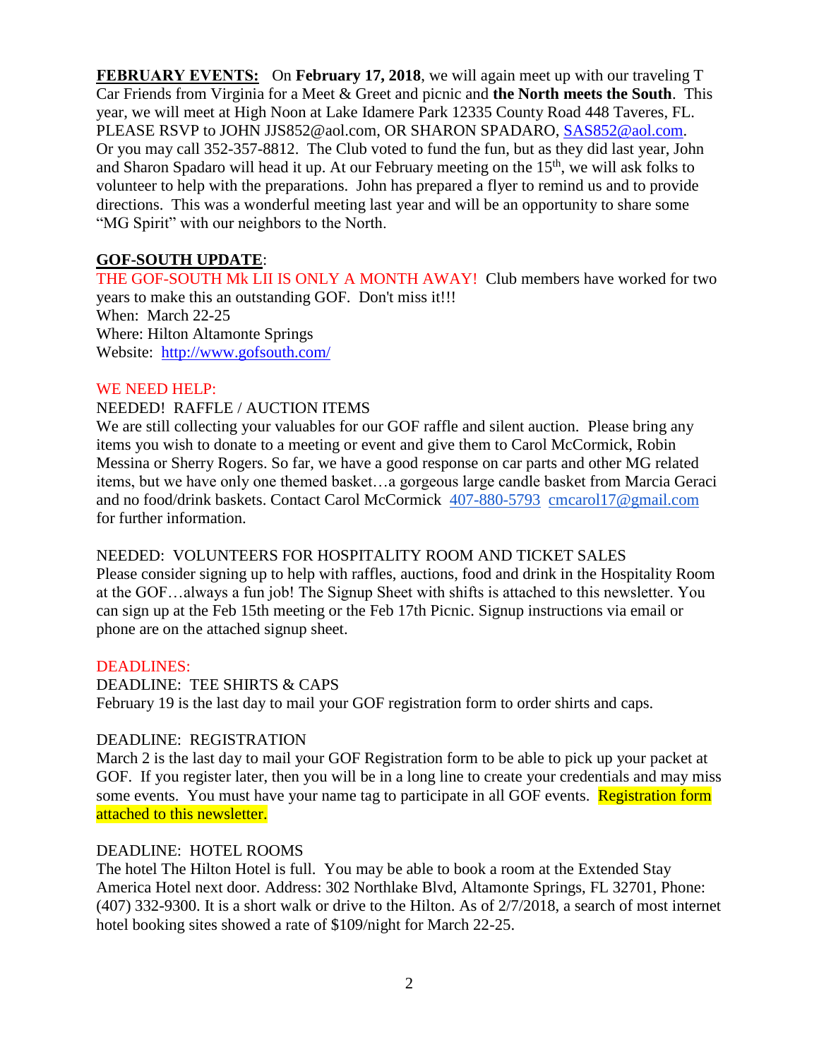**FEBRUARY EVENTS:** On **February 17, 2018**, we will again meet up with our traveling T Car Friends from Virginia for a Meet & Greet and picnic and **the North meets the South**. This year, we will meet at High Noon at Lake Idamere Park 12335 County Road 448 Taveres, FL. PLEASE RSVP to JOHN JJS852@aol.com, OR SHARON SPADARO, SAS852@aol.com. Or you may call 352-357-8812. The Club voted to fund the fun, but as they did last year, John and Sharon Spadaro will head it up. At our February meeting on the 15th, we will ask folks to volunteer to help with the preparations. John has prepared a flyer to remind us and to provide directions. This was a wonderful meeting last year and will be an opportunity to share some "MG Spirit" with our neighbors to the North.

**GOF-SOUTH UPDATE**:

THE GOF-SOUTH Mk LII IS ONLY A MONTH AWAY! Club members have worked for two years to make this an outstanding GOF. Don't miss it!!!
When: March 22-25
Where: Hilton Altamonte Springs
Website: http://www.gofsouth.com/

WE NEED HELP:

NEEDED! RAFFLE / AUCTION ITEMS
We are still collecting your valuables for our GOF raffle and silent auction. Please bring any items you wish to donate to a meeting or event and give them to Carol McCormick, Robin Messina or Sherry Rogers. So far, we have a good response on car parts and other MG related items, but we have only one themed basket…a gorgeous large candle basket from Marcia Geraci and no food/drink baskets. Contact Carol McCormick 407-880-5793 cmcarol17@gmail.com for further information.

NEEDED: VOLUNTEERS FOR HOSPITALITY ROOM AND TICKET SALES
Please consider signing up to help with raffles, auctions, food and drink in the Hospitality Room at the GOF…always a fun job! The Signup Sheet with shifts is attached to this newsletter. You can sign up at the Feb 15th meeting or the Feb 17th Picnic. Signup instructions via email or phone are on the attached signup sheet.

DEADLINES:

DEADLINE: TEE SHIRTS & CAPS
February 19 is the last day to mail your GOF registration form to order shirts and caps.

DEADLINE: REGISTRATION
March 2 is the last day to mail your GOF Registration form to be able to pick up your packet at GOF. If you register later, then you will be in a long line to create your credentials and may miss some events. You must have your name tag to participate in all GOF events. Registration form attached to this newsletter.

DEADLINE: HOTEL ROOMS
The hotel The Hilton Hotel is full. You may be able to book a room at the Extended Stay America Hotel next door. Address: 302 Northlake Blvd, Altamonte Springs, FL 32701, Phone: (407) 332-9300. It is a short walk or drive to the Hilton. As of 2/7/2018, a search of most internet hotel booking sites showed a rate of $109/night for March 22-25.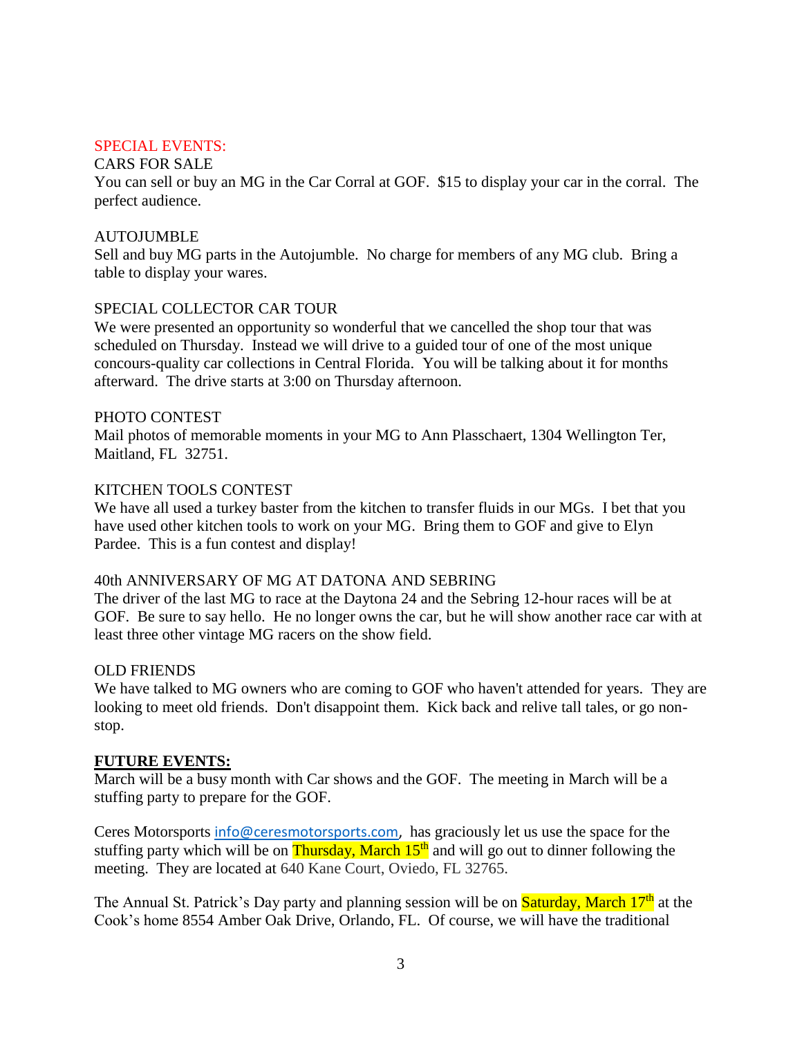SPECIAL EVENTS:

CARS FOR SALE

You can sell or buy an MG in the Car Corral at GOF. $15 to display your car in the corral. The perfect audience.

AUTOJUMBLE

Sell and buy MG parts in the Autojumble. No charge for members of any MG club. Bring a table to display your wares.

SPECIAL COLLECTOR CAR TOUR

We were presented an opportunity so wonderful that we cancelled the shop tour that was scheduled on Thursday. Instead we will drive to a guided tour of one of the most unique concours-quality car collections in Central Florida. You will be talking about it for months afterward. The drive starts at 3:00 on Thursday afternoon.

PHOTO CONTEST

Mail photos of memorable moments in your MG to Ann Plasschaert, 1304 Wellington Ter, Maitland, FL 32751.

KITCHEN TOOLS CONTEST

We have all used a turkey baster from the kitchen to transfer fluids in our MGs. I bet that you have used other kitchen tools to work on your MG. Bring them to GOF and give to Elyn Pardee. This is a fun contest and display!

40th ANNIVERSARY OF MG AT DATONA AND SEBRING

The driver of the last MG to race at the Daytona 24 and the Sebring 12-hour races will be at GOF. Be sure to say hello. He no longer owns the car, but he will show another race car with at least three other vintage MG racers on the show field.

OLD FRIENDS

We have talked to MG owners who are coming to GOF who haven't attended for years. They are looking to meet old friends. Don't disappoint them. Kick back and relive tall tales, or go non-stop.

**FUTURE EVENTS:**

March will be a busy month with Car shows and the GOF. The meeting in March will be a stuffing party to prepare for the GOF.

Ceres Motorsports info@ceresmotorsports.com, has graciously let us use the space for the stuffing party which will be on Thursday, March 15th and will go out to dinner following the meeting. They are located at 640 Kane Court, Oviedo, FL 32765.

The Annual St. Patrick's Day party and planning session will be on Saturday, March 17th at the Cook's home 8554 Amber Oak Drive, Orlando, FL. Of course, we will have the traditional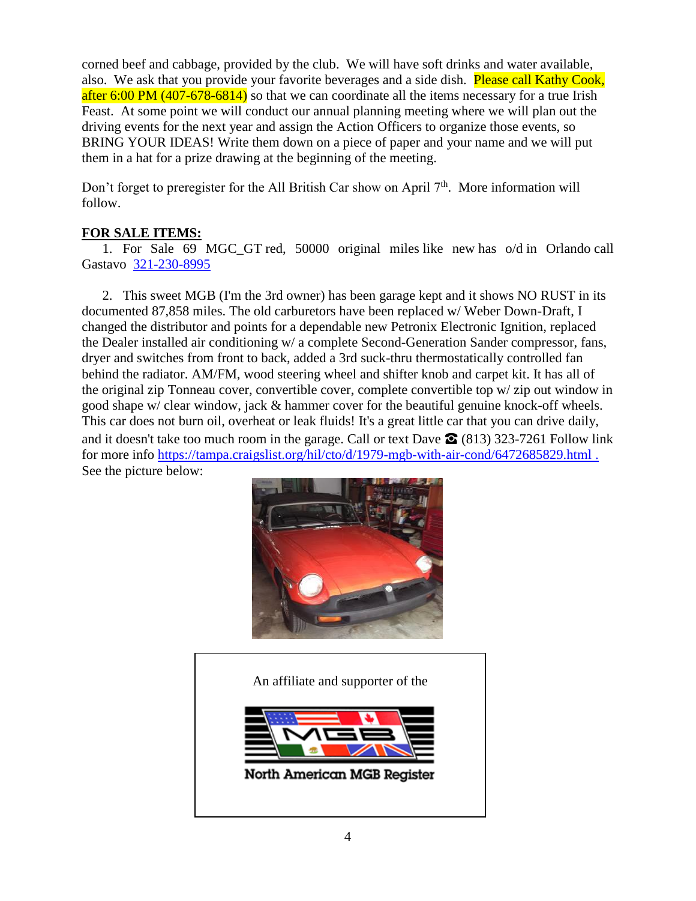corned beef and cabbage, provided by the club. We will have soft drinks and water available, also. We ask that you provide your favorite beverages and a side dish. Please call Kathy Cook, after 6:00 PM (407-678-6814) so that we can coordinate all the items necessary for a true Irish Feast. At some point we will conduct our annual planning meeting where we will plan out the driving events for the next year and assign the Action Officers to organize those events, so BRING YOUR IDEAS! Write them down on a piece of paper and your name and we will put them in a hat for a prize drawing at the beginning of the meeting.

Don't forget to preregister for the All British Car show on April 7th. More information will follow.

**FOR SALE ITEMS:**

1. For Sale 69 MGC_GT red, 50000 original miles like new has o/d in Orlando call Gastavo 321-230-8995

2. This sweet MGB (I'm the 3rd owner) has been garage kept and it shows NO RUST in its documented 87,858 miles. The old carburetors have been replaced w/ Weber Down-Draft, I changed the distributor and points for a dependable new Petronix Electronic Ignition, replaced the Dealer installed air conditioning w/ a complete Second-Generation Sander compressor, fans, dryer and switches from front to back, added a 3rd suck-thru thermostatically controlled fan behind the radiator. AM/FM, wood steering wheel and shifter knob and carpet kit. It has all of the original zip Tonneau cover, convertible cover, complete convertible top w/ zip out window in good shape w/ clear window, jack & hammer cover for the beautiful genuine knock-off wheels. This car does not burn oil, overheat or leak fluids! It's a great little car that you can drive daily, and it doesn't take too much room in the garage. Call or text Dave ☎ (813) 323-7261 Follow link for more info https://tampa.craigslist.org/hil/cto/d/1979-mgb-with-air-cond/6472685829.html .
See the picture below:

An affiliate and supporter of the

North American MGB Register